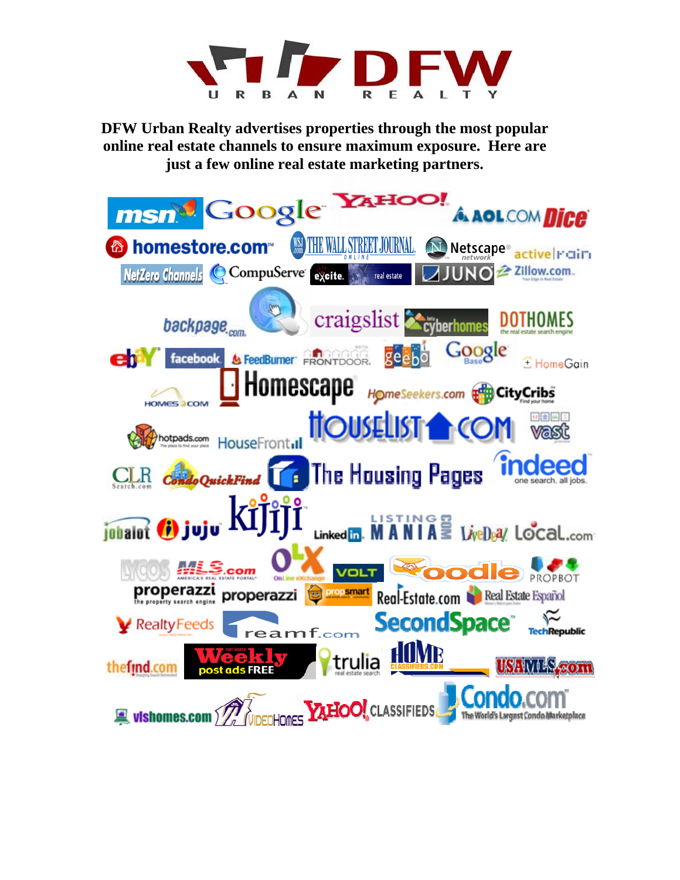# DFW URBAN REALTY

**DFW Urban Realty advertises properties through the most popular online real estate channels to ensure maximum exposure. Here are just a few online real estate marketing partners.**

msn Google YAHOO! AOL.COM Dice
homestore.com THE WALL STREET JOURNAL ONLINE Netscape network active rain
NetZero Channels CompuServe excite real estate JUNO Zillow.com
backpage.com craigslist cyberhomes DOTHOMES the real estate search engine
ebay facebook FeedBurner FRONTDOOR geebo Google Base HomeGain
HOMES.COM Homescape HomeSeekers.com CityCribs
hotpads.com HouseFront HOUSELIST.COM vast
CLR Search.com CondoQuickFind The Housing Pages indeed one search. all jobs.
jobalot juju kijiji LinkedIn LISTING MANIA.COM LiveDeal Local.com
LYCOS MLS.com AMERICA'S REAL ESTATE PORTAL OLX OnLine eXchange VOLT oodle PROPBOT
properazzi the property search engine properazzi propsmart Real-Estate.com Real Estate Español
RealtyFeeds reamf.com SecondSpace TechRepublic
thefind.com Weekly post ads FREE trulia real estate search HOME CLASSIFIEDS.COM USAMLS.com
vlshomes.com VIDEOHOMES YAHOO! CLASSIFIEDS Condo.com The World's Largest Condo Marketplace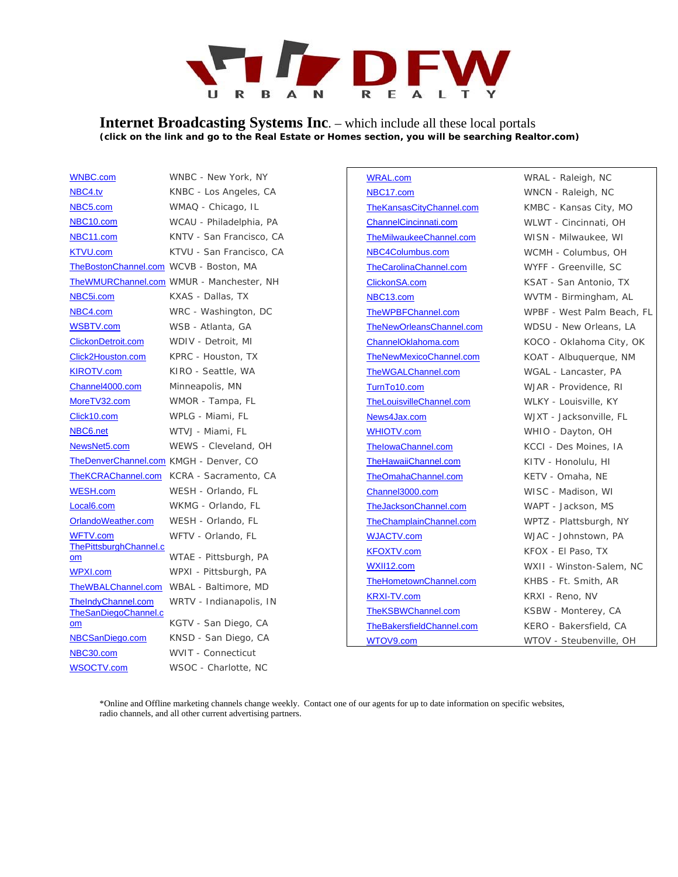URBAN DFW REALTY

**Internet Broadcasting Systems Inc**. – which include all these local portals
**(click on the link and go to the Real Estate or Homes section, you will be searching Realtor.com)**

| | |
|---|---|
| WNBC.com | WNBC - New York, NY |
| NBC4.tv | KNBC - Los Angeles, CA |
| NBC5.com | WMAQ - Chicago, IL |
| NBC10.com | WCAU - Philadelphia, PA |
| NBC11.com | KNTV - San Francisco, CA |
| KTVU.com | KTVU - San Francisco, CA |
| TheBostonChannel.com | WCVB - Boston, MA |
| TheWMURChannel.com | WMUR - Manchester, NH |
| NBC5i.com | KXAS - Dallas, TX |
| NBC4.com | WRC - Washington, DC |
| WSBTV.com | WSB - Atlanta, GA |
| ClickonDetroit.com | WDIV - Detroit, MI |
| Click2Houston.com | KPRC - Houston, TX |
| KIROTV.com | KIRO - Seattle, WA |
| Channel4000.com | Minneapolis, MN |
| MoreTV32.com | WMOR - Tampa, FL |
| Click10.com | WPLG - Miami, FL |
| NBC6.net | WTVJ - Miami, FL |
| NewsNet5.com | WEWS - Cleveland, OH |
| TheDenverChannel.com | KMGH - Denver, CO |
| TheKCRAChannel.com | KCRA - Sacramento, CA |
| WESH.com | WESH - Orlando, FL |
| Local6.com | WKMG - Orlando, FL |
| OrlandoWeather.com | WESH - Orlando, FL |
| WFTV.com | WFTV - Orlando, FL |
| ThePittsburghChannel.com | WTAE - Pittsburgh, PA |
| WPXI.com | WPXI - Pittsburgh, PA |
| TheWBALChannel.com | WBAL - Baltimore, MD |
| TheIndyChannel.com | WRTV - Indianapolis, IN |
| TheSanDiegoChannel.com | KGTV - San Diego, CA |
| NBCSanDiego.com | KNSD - San Diego, CA |
| NBC30.com | WVIT - Connecticut |
| WSOCTV.com | WSOC - Charlotte, NC |
| WRAL.com | WRAL - Raleigh, NC |
| NBC17.com | WNCN - Raleigh, NC |
| TheKansasCityChannel.com | KMBC - Kansas City, MO |
| ChannelCincinnati.com | WLWT - Cincinnati, OH |
| TheMilwaukeeChannel.com | WISN - Milwaukee, WI |
| NBC4Columbus.com | WCMH - Columbus, OH |
| TheCarolinaChannel.com | WYFF - Greenville, SC |
| ClickonSA.com | KSAT - San Antonio, TX |
| NBC13.com | WVTM - Birmingham, AL |
| TheWPBFChannel.com | WPBF - West Palm Beach, FL |
| TheNewOrleansChannel.com | WDSU - New Orleans, LA |
| ChannelOklahoma.com | KOCO - Oklahoma City, OK |
| TheNewMexicoChannel.com | KOAT - Albuquerque, NM |
| TheWGALChannel.com | WGAL - Lancaster, PA |
| TurnTo10.com | WJAR - Providence, RI |
| TheLouisvilleChannel.com | WLKY - Louisville, KY |
| News4Jax.com | WJXT - Jacksonville, FL |
| WHIOTV.com | WHIO - Dayton, OH |
| TheIowaChannel.com | KCCI - Des Moines, IA |
| TheHawaiiChannel.com | KITV - Honolulu, HI |
| TheOmahaChannel.com | KETV - Omaha, NE |
| Channel3000.com | WISC - Madison, WI |
| TheJacksonChannel.com | WAPT - Jackson, MS |
| TheChamplainChannel.com | WPTZ - Plattsburgh, NY |
| WJACTV.com | WJAC - Johnstown, PA |
| KFOXTV.com | KFOX - El Paso, TX |
| WXII12.com | WXII - Winston-Salem, NC |
| TheHometownChannel.com | KHBS - Ft. Smith, AR |
| KRXI-TV.com | KRXI - Reno, NV |
| TheKSBWChannel.com | KSBW - Monterey, CA |
| TheBakersfieldChannel.com | KERO - Bakersfield, CA |
| WTOV9.com | WTOV - Steubenville, OH |

*Online and Offline marketing channels change weekly. Contact one of our agents for up to date information on specific websites, radio channels, and all other current advertising partners.